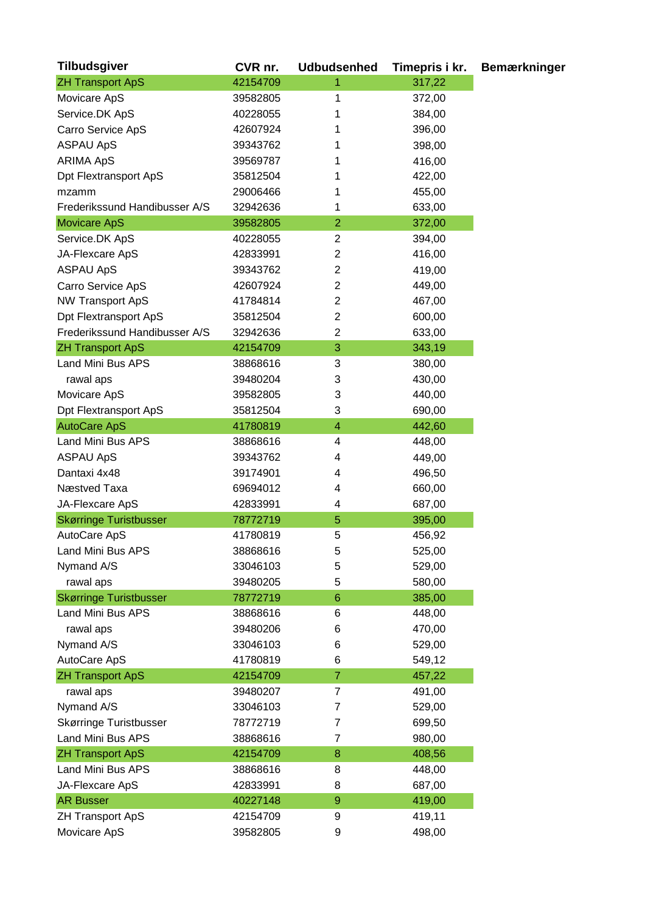| Tilbudsgiver | CVR nr. | Udbudsenhed | Timepris i kr. | Bemærkninger |
|---|---|---|---|---|
| ZH Transport ApS | 42154709 | 1 | 317,22 | |
| Movicare ApS | 39582805 | 1 | 372,00 | |
| Service.DK ApS | 40228055 | 1 | 384,00 | |
| Carro Service ApS | 42607924 | 1 | 396,00 | |
| ASPAU ApS | 39343762 | 1 | 398,00 | |
| ARIMA ApS | 39569787 | 1 | 416,00 | |
| Dpt Flextransport ApS | 35812504 | 1 | 422,00 | |
| mzamm | 29006466 | 1 | 455,00 | |
| Frederikssund Handibusser A/S | 32942636 | 1 | 633,00 | |
| Movicare ApS | 39582805 | 2 | 372,00 | |
| Service.DK ApS | 40228055 | 2 | 394,00 | |
| JA-Flexcare ApS | 42833991 | 2 | 416,00 | |
| ASPAU ApS | 39343762 | 2 | 419,00 | |
| Carro Service ApS | 42607924 | 2 | 449,00 | |
| NW Transport ApS | 41784814 | 2 | 467,00 | |
| Dpt Flextransport ApS | 35812504 | 2 | 600,00 | |
| Frederikssund Handibusser A/S | 32942636 | 2 | 633,00 | |
| ZH Transport ApS | 42154709 | 3 | 343,19 | |
| Land Mini Bus APS | 38868616 | 3 | 380,00 | |
| rawal aps | 39480204 | 3 | 430,00 | |
| Movicare ApS | 39582805 | 3 | 440,00 | |
| Dpt Flextransport ApS | 35812504 | 3 | 690,00 | |
| AutoCare ApS | 41780819 | 4 | 442,60 | |
| Land Mini Bus APS | 38868616 | 4 | 448,00 | |
| ASPAU ApS | 39343762 | 4 | 449,00 | |
| Dantaxi 4x48 | 39174901 | 4 | 496,50 | |
| Næstved Taxa | 69694012 | 4 | 660,00 | |
| JA-Flexcare ApS | 42833991 | 4 | 687,00 | |
| Skørringe Turistbusser | 78772719 | 5 | 395,00 | |
| AutoCare ApS | 41780819 | 5 | 456,92 | |
| Land Mini Bus APS | 38868616 | 5 | 525,00 | |
| Nymand A/S | 33046103 | 5 | 529,00 | |
| rawal aps | 39480205 | 5 | 580,00 | |
| Skørringe Turistbusser | 78772719 | 6 | 385,00 | |
| Land Mini Bus APS | 38868616 | 6 | 448,00 | |
| rawal aps | 39480206 | 6 | 470,00 | |
| Nymand A/S | 33046103 | 6 | 529,00 | |
| AutoCare ApS | 41780819 | 6 | 549,12 | |
| ZH Transport ApS | 42154709 | 7 | 457,22 | |
| rawal aps | 39480207 | 7 | 491,00 | |
| Nymand A/S | 33046103 | 7 | 529,00 | |
| Skørringe Turistbusser | 78772719 | 7 | 699,50 | |
| Land Mini Bus APS | 38868616 | 7 | 980,00 | |
| ZH Transport ApS | 42154709 | 8 | 408,56 | |
| Land Mini Bus APS | 38868616 | 8 | 448,00 | |
| JA-Flexcare ApS | 42833991 | 8 | 687,00 | |
| AR Busser | 40227148 | 9 | 419,00 | |
| ZH Transport ApS | 42154709 | 9 | 419,11 | |
| Movicare ApS | 39582805 | 9 | 498,00 | |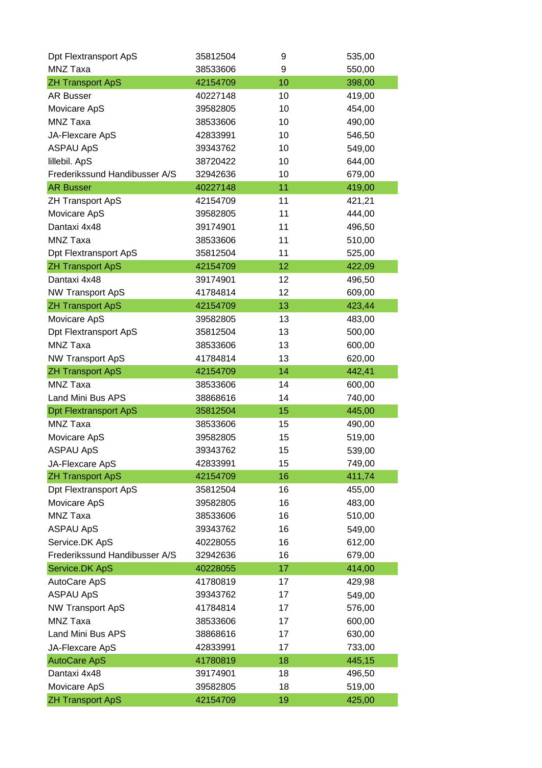| | | | |
|---|---|---|---|
| Dpt Flextransport ApS | 35812504 | 9 | 535,00 |
| MNZ Taxa | 38533606 | 9 | 550,00 |
| ZH Transport ApS | 42154709 | 10 | 398,00 |
| AR Busser | 40227148 | 10 | 419,00 |
| Movicare ApS | 39582805 | 10 | 454,00 |
| MNZ Taxa | 38533606 | 10 | 490,00 |
| JA-Flexcare ApS | 42833991 | 10 | 546,50 |
| ASPAU ApS | 39343762 | 10 | 549,00 |
| lillebil. ApS | 38720422 | 10 | 644,00 |
| Frederikssund Handibusser A/S | 32942636 | 10 | 679,00 |
| AR Busser | 40227148 | 11 | 419,00 |
| ZH Transport ApS | 42154709 | 11 | 421,21 |
| Movicare ApS | 39582805 | 11 | 444,00 |
| Dantaxi 4x48 | 39174901 | 11 | 496,50 |
| MNZ Taxa | 38533606 | 11 | 510,00 |
| Dpt Flextransport ApS | 35812504 | 11 | 525,00 |
| ZH Transport ApS | 42154709 | 12 | 422,09 |
| Dantaxi 4x48 | 39174901 | 12 | 496,50 |
| NW Transport ApS | 41784814 | 12 | 609,00 |
| ZH Transport ApS | 42154709 | 13 | 423,44 |
| Movicare ApS | 39582805 | 13 | 483,00 |
| Dpt Flextransport ApS | 35812504 | 13 | 500,00 |
| MNZ Taxa | 38533606 | 13 | 600,00 |
| NW Transport ApS | 41784814 | 13 | 620,00 |
| ZH Transport ApS | 42154709 | 14 | 442,41 |
| MNZ Taxa | 38533606 | 14 | 600,00 |
| Land Mini Bus APS | 38868616 | 14 | 740,00 |
| Dpt Flextransport ApS | 35812504 | 15 | 445,00 |
| MNZ Taxa | 38533606 | 15 | 490,00 |
| Movicare ApS | 39582805 | 15 | 519,00 |
| ASPAU ApS | 39343762 | 15 | 539,00 |
| JA-Flexcare ApS | 42833991 | 15 | 749,00 |
| ZH Transport ApS | 42154709 | 16 | 411,74 |
| Dpt Flextransport ApS | 35812504 | 16 | 455,00 |
| Movicare ApS | 39582805 | 16 | 483,00 |
| MNZ Taxa | 38533606 | 16 | 510,00 |
| ASPAU ApS | 39343762 | 16 | 549,00 |
| Service.DK ApS | 40228055 | 16 | 612,00 |
| Frederikssund Handibusser A/S | 32942636 | 16 | 679,00 |
| Service.DK ApS | 40228055 | 17 | 414,00 |
| AutoCare ApS | 41780819 | 17 | 429,98 |
| ASPAU ApS | 39343762 | 17 | 549,00 |
| NW Transport ApS | 41784814 | 17 | 576,00 |
| MNZ Taxa | 38533606 | 17 | 600,00 |
| Land Mini Bus APS | 38868616 | 17 | 630,00 |
| JA-Flexcare ApS | 42833991 | 17 | 733,00 |
| AutoCare ApS | 41780819 | 18 | 445,15 |
| Dantaxi 4x48 | 39174901 | 18 | 496,50 |
| Movicare ApS | 39582805 | 18 | 519,00 |
| ZH Transport ApS | 42154709 | 19 | 425,00 |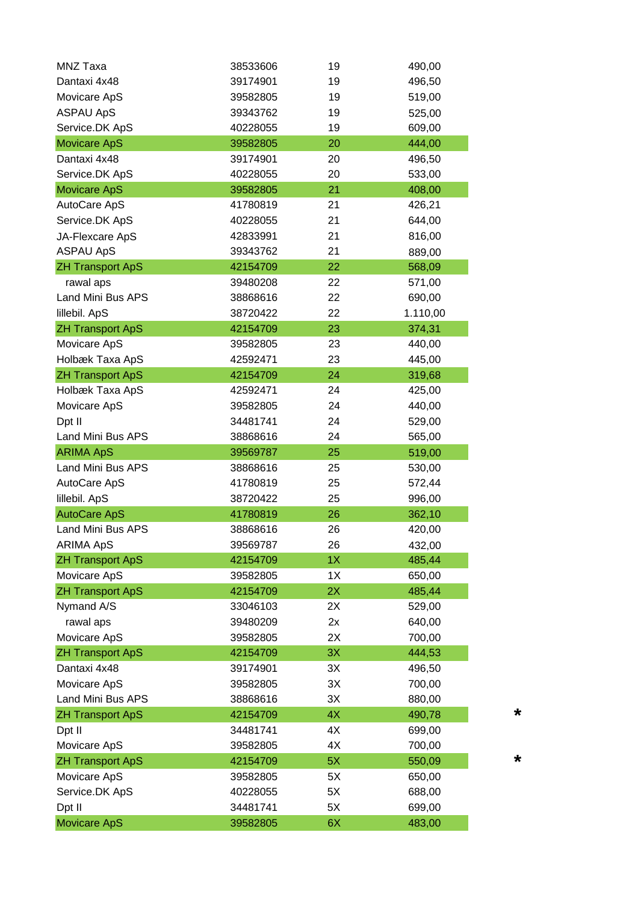| | | | | |
|---|---|---|---|---|
| MNZ Taxa | 38533606 | 19 | 490,00 | |
| Dantaxi 4x48 | 39174901 | 19 | 496,50 | |
| Movicare ApS | 39582805 | 19 | 519,00 | |
| ASPAU ApS | 39343762 | 19 | 525,00 | |
| Service.DK ApS | 40228055 | 19 | 609,00 | |
| Movicare ApS | 39582805 | 20 | 444,00 | |
| Dantaxi 4x48 | 39174901 | 20 | 496,50 | |
| Service.DK ApS | 40228055 | 20 | 533,00 | |
| Movicare ApS | 39582805 | 21 | 408,00 | |
| AutoCare ApS | 41780819 | 21 | 426,21 | |
| Service.DK ApS | 40228055 | 21 | 644,00 | |
| JA-Flexcare ApS | 42833991 | 21 | 816,00 | |
| ASPAU ApS | 39343762 | 21 | 889,00 | |
| ZH Transport ApS | 42154709 | 22 | 568,09 | |
| rawal aps | 39480208 | 22 | 571,00 | |
| Land Mini Bus APS | 38868616 | 22 | 690,00 | |
| lillebil. ApS | 38720422 | 22 | 1.110,00 | |
| ZH Transport ApS | 42154709 | 23 | 374,31 | |
| Movicare ApS | 39582805 | 23 | 440,00 | |
| Holbæk Taxa ApS | 42592471 | 23 | 445,00 | |
| ZH Transport ApS | 42154709 | 24 | 319,68 | |
| Holbæk Taxa ApS | 42592471 | 24 | 425,00 | |
| Movicare ApS | 39582805 | 24 | 440,00 | |
| Dpt II | 34481741 | 24 | 529,00 | |
| Land Mini Bus APS | 38868616 | 24 | 565,00 | |
| ARIMA ApS | 39569787 | 25 | 519,00 | |
| Land Mini Bus APS | 38868616 | 25 | 530,00 | |
| AutoCare ApS | 41780819 | 25 | 572,44 | |
| lillebil. ApS | 38720422 | 25 | 996,00 | |
| AutoCare ApS | 41780819 | 26 | 362,10 | |
| Land Mini Bus APS | 38868616 | 26 | 420,00 | |
| ARIMA ApS | 39569787 | 26 | 432,00 | |
| ZH Transport ApS | 42154709 | 1X | 485,44 | |
| Movicare ApS | 39582805 | 1X | 650,00 | |
| ZH Transport ApS | 42154709 | 2X | 485,44 | |
| Nymand A/S | 33046103 | 2X | 529,00 | |
| rawal aps | 39480209 | 2x | 640,00 | |
| Movicare ApS | 39582805 | 2X | 700,00 | |
| ZH Transport ApS | 42154709 | 3X | 444,53 | |
| Dantaxi 4x48 | 39174901 | 3X | 496,50 | |
| Movicare ApS | 39582805 | 3X | 700,00 | |
| Land Mini Bus APS | 38868616 | 3X | 880,00 | |
| ZH Transport ApS | 42154709 | 4X | 490,78 | * |
| Dpt II | 34481741 | 4X | 699,00 | |
| Movicare ApS | 39582805 | 4X | 700,00 | |
| ZH Transport ApS | 42154709 | 5X | 550,09 | * |
| Movicare ApS | 39582805 | 5X | 650,00 | |
| Service.DK ApS | 40228055 | 5X | 688,00 | |
| Dpt II | 34481741 | 5X | 699,00 | |
| Movicare ApS | 39582805 | 6X | 483,00 | |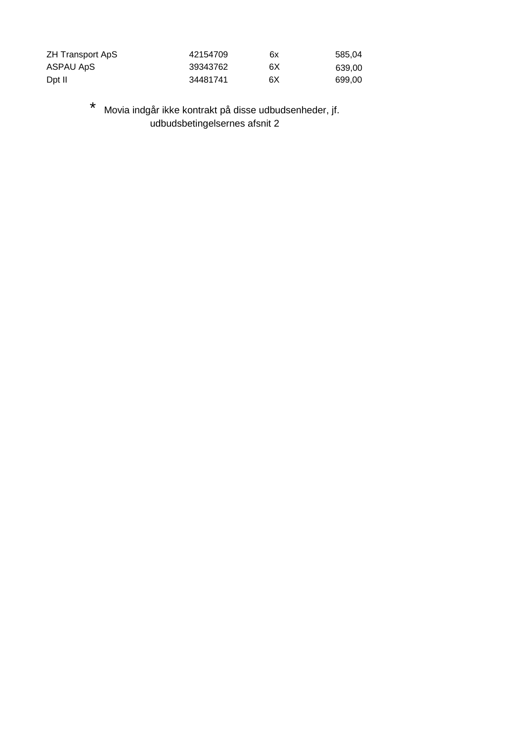| | | | |
|---|---|---|---|
| ZH Transport ApS | 42154709 | 6x | 585,04 |
| ASPAU ApS | 39343762 | 6X | 639,00 |
| Dpt II | 34481741 | 6X | 699,00 |

\* Movia indgår ikke kontrakt på disse udbudsenheder, jf. udbudsbetingelsernes afsnit 2